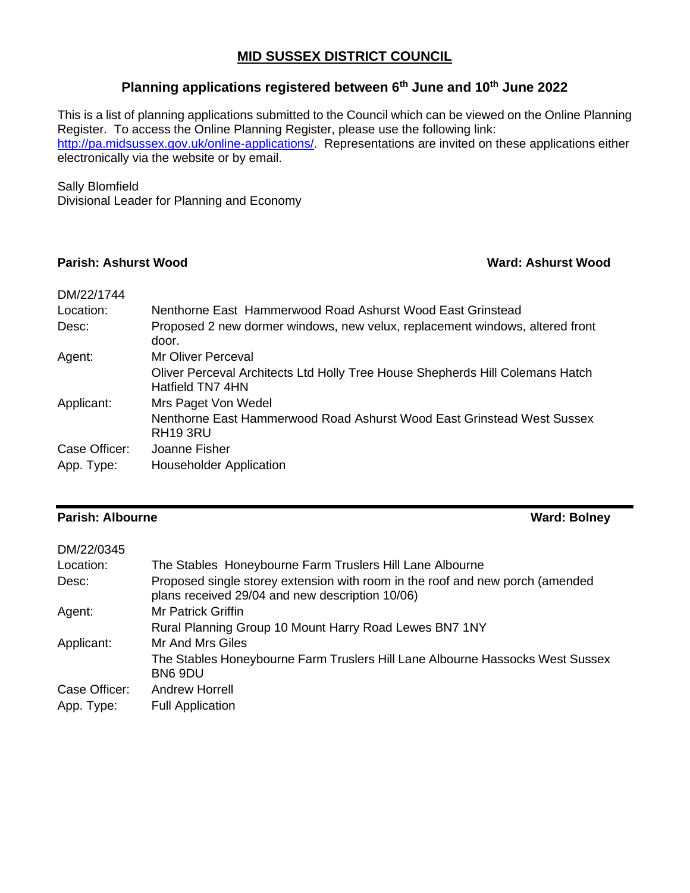# MID SUSSEX DISTRICT COUNCIL

## Planning applications registered between 6th June and 10th June 2022

This is a list of planning applications submitted to the Council which can be viewed on the Online Planning Register. To access the Online Planning Register, please use the following link: http://pa.midsussex.gov.uk/online-applications/. Representations are invited on these applications either electronically via the website or by email.

Sally Blomfield
Divisional Leader for Planning and Economy

**Parish: Ashurst Wood** **Ward: Ashurst Wood**

DM/22/1744

| | |
|---|---|
| Location: | Nenthorne East Hammerwood Road Ashurst Wood East Grinstead |
| Desc: | Proposed 2 new dormer windows, new velux, replacement windows, altered front door. |
| Agent: | Mr Oliver Perceval |
| | Oliver Perceval Architects Ltd Holly Tree House Shepherds Hill Colemans Hatch Hatfield TN7 4HN |
| Applicant: | Mrs Paget Von Wedel |
| | Nenthorne East Hammerwood Road Ashurst Wood East Grinstead West Sussex RH19 3RU |
| Case Officer: | Joanne Fisher |
| App. Type: | Householder Application |

---

**Parish: Albourne** **Ward: Bolney**

DM/22/0345

| | |
|---|---|
| Location: | The Stables Honeybourne Farm Truslers Hill Lane Albourne |
| Desc: | Proposed single storey extension with room in the roof and new porch (amended plans received 29/04 and new description 10/06) |
| Agent: | Mr Patrick Griffin |
| | Rural Planning Group 10 Mount Harry Road Lewes BN7 1NY |
| Applicant: | Mr And Mrs Giles |
| | The Stables Honeybourne Farm Truslers Hill Lane Albourne Hassocks West Sussex BN6 9DU |
| Case Officer: | Andrew Horrell |
| App. Type: | Full Application |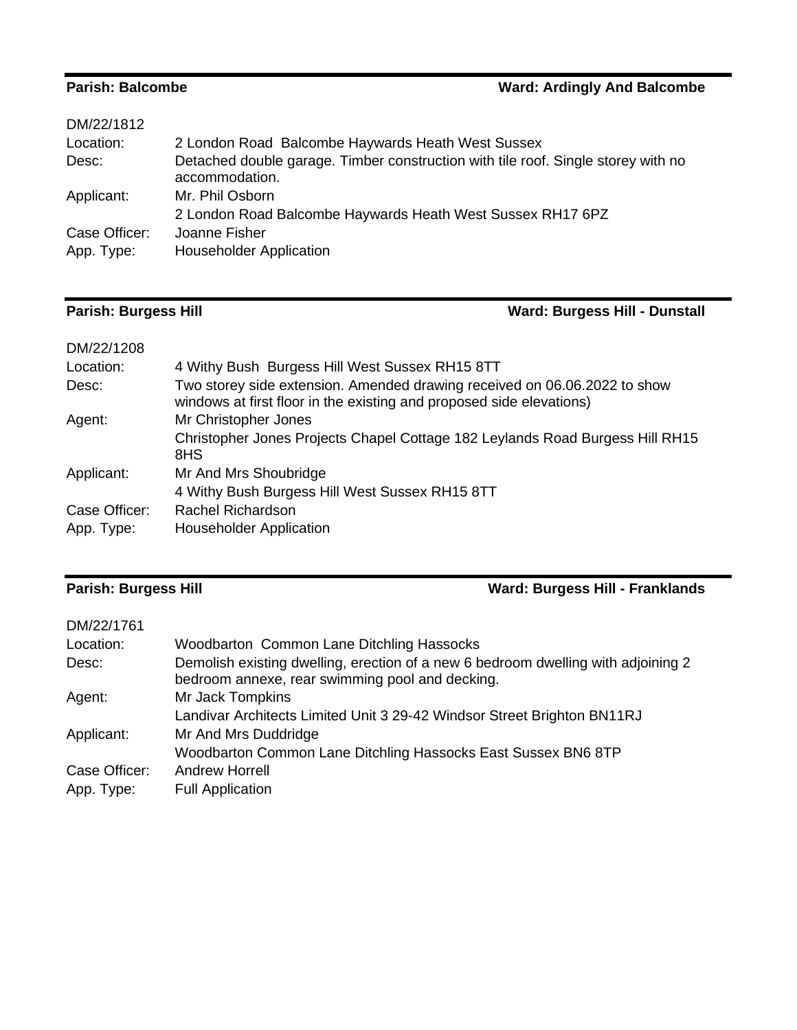**Parish: Balcombe** **Ward: Ardingly And Balcombe**

DM/22/1812

| | |
|---|---|
| Location: | 2 London Road Balcombe Haywards Heath West Sussex |
| Desc: | Detached double garage. Timber construction with tile roof. Single storey with no accommodation. |
| Applicant: | Mr. Phil Osborn |
| | 2 London Road Balcombe Haywards Heath West Sussex RH17 6PZ |
| Case Officer: | Joanne Fisher |
| App. Type: | Householder Application |

**Parish: Burgess Hill** **Ward: Burgess Hill - Dunstall**

DM/22/1208

| | |
|---|---|
| Location: | 4 Withy Bush Burgess Hill West Sussex RH15 8TT |
| Desc: | Two storey side extension. Amended drawing received on 06.06.2022 to show windows at first floor in the existing and proposed side elevations) |
| Agent: | Mr Christopher Jones |
| | Christopher Jones Projects Chapel Cottage 182 Leylands Road Burgess Hill RH15 8HS |
| Applicant: | Mr And Mrs Shoubridge |
| | 4 Withy Bush Burgess Hill West Sussex RH15 8TT |
| Case Officer: | Rachel Richardson |
| App. Type: | Householder Application |

**Parish: Burgess Hill** **Ward: Burgess Hill - Franklands**

DM/22/1761

| | |
|---|---|
| Location: | Woodbarton Common Lane Ditchling Hassocks |
| Desc: | Demolish existing dwelling, erection of a new 6 bedroom dwelling with adjoining 2 bedroom annexe, rear swimming pool and decking. |
| Agent: | Mr Jack Tompkins |
| | Landivar Architects Limited Unit 3 29-42 Windsor Street Brighton BN11RJ |
| Applicant: | Mr And Mrs Duddridge |
| | Woodbarton Common Lane Ditchling Hassocks East Sussex BN6 8TP |
| Case Officer: | Andrew Horrell |
| App. Type: | Full Application |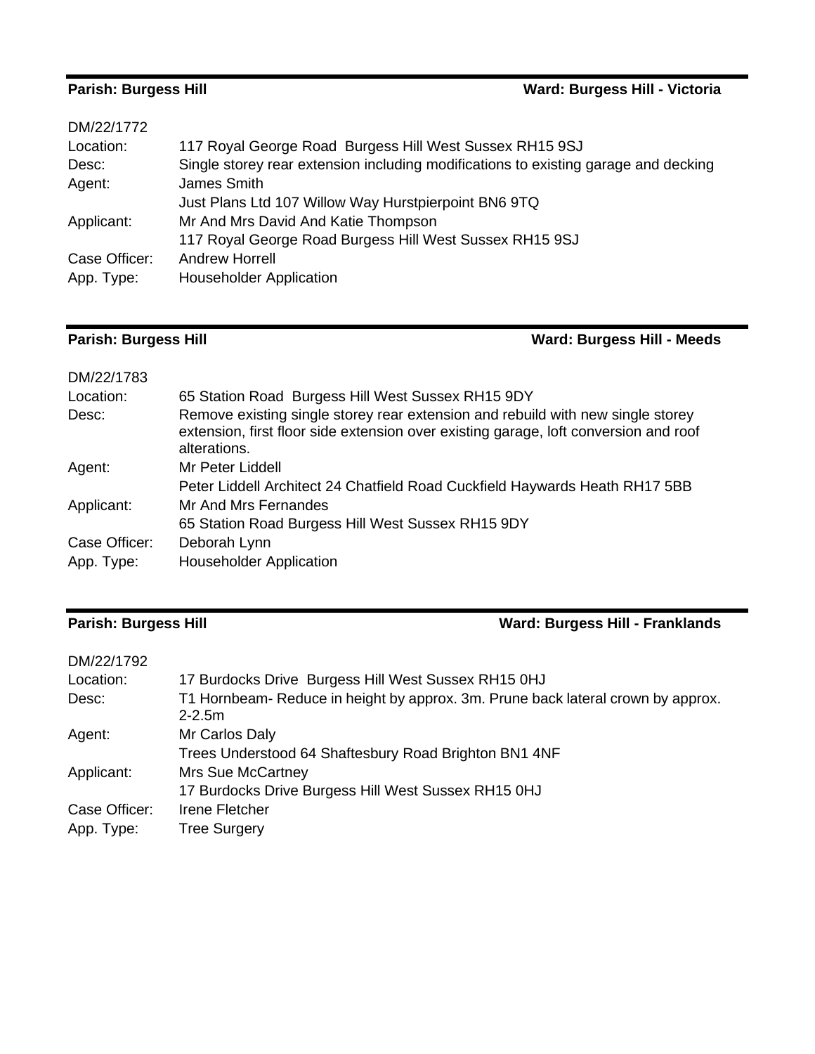**Parish: Burgess Hill** **Ward: Burgess Hill - Victoria**

DM/22/1772

| | |
|---|---|
| Location: | 117 Royal George Road Burgess Hill West Sussex RH15 9SJ |
| Desc: | Single storey rear extension including modifications to existing garage and decking |
| Agent: | James Smith<br>Just Plans Ltd 107 Willow Way Hurstpierpoint BN6 9TQ |
| Applicant: | Mr And Mrs David And Katie Thompson<br>117 Royal George Road Burgess Hill West Sussex RH15 9SJ |
| Case Officer: | Andrew Horrell |
| App. Type: | Householder Application |

**Parish: Burgess Hill** **Ward: Burgess Hill - Meeds**

DM/22/1783

| | |
|---|---|
| Location: | 65 Station Road Burgess Hill West Sussex RH15 9DY |
| Desc: | Remove existing single storey rear extension and rebuild with new single storey extension, first floor side extension over existing garage, loft conversion and roof alterations. |
| Agent: | Mr Peter Liddell<br>Peter Liddell Architect 24 Chatfield Road Cuckfield Haywards Heath RH17 5BB |
| Applicant: | Mr And Mrs Fernandes<br>65 Station Road Burgess Hill West Sussex RH15 9DY |
| Case Officer: | Deborah Lynn |
| App. Type: | Householder Application |

**Parish: Burgess Hill** **Ward: Burgess Hill - Franklands**

DM/22/1792

| | |
|---|---|
| Location: | 17 Burdocks Drive Burgess Hill West Sussex RH15 0HJ |
| Desc: | T1 Hornbeam- Reduce in height by approx. 3m. Prune back lateral crown by approx. 2-2.5m |
| Agent: | Mr Carlos Daly<br>Trees Understood 64 Shaftesbury Road Brighton BN1 4NF |
| Applicant: | Mrs Sue McCartney<br>17 Burdocks Drive Burgess Hill West Sussex RH15 0HJ |
| Case Officer: | Irene Fletcher |
| App. Type: | Tree Surgery |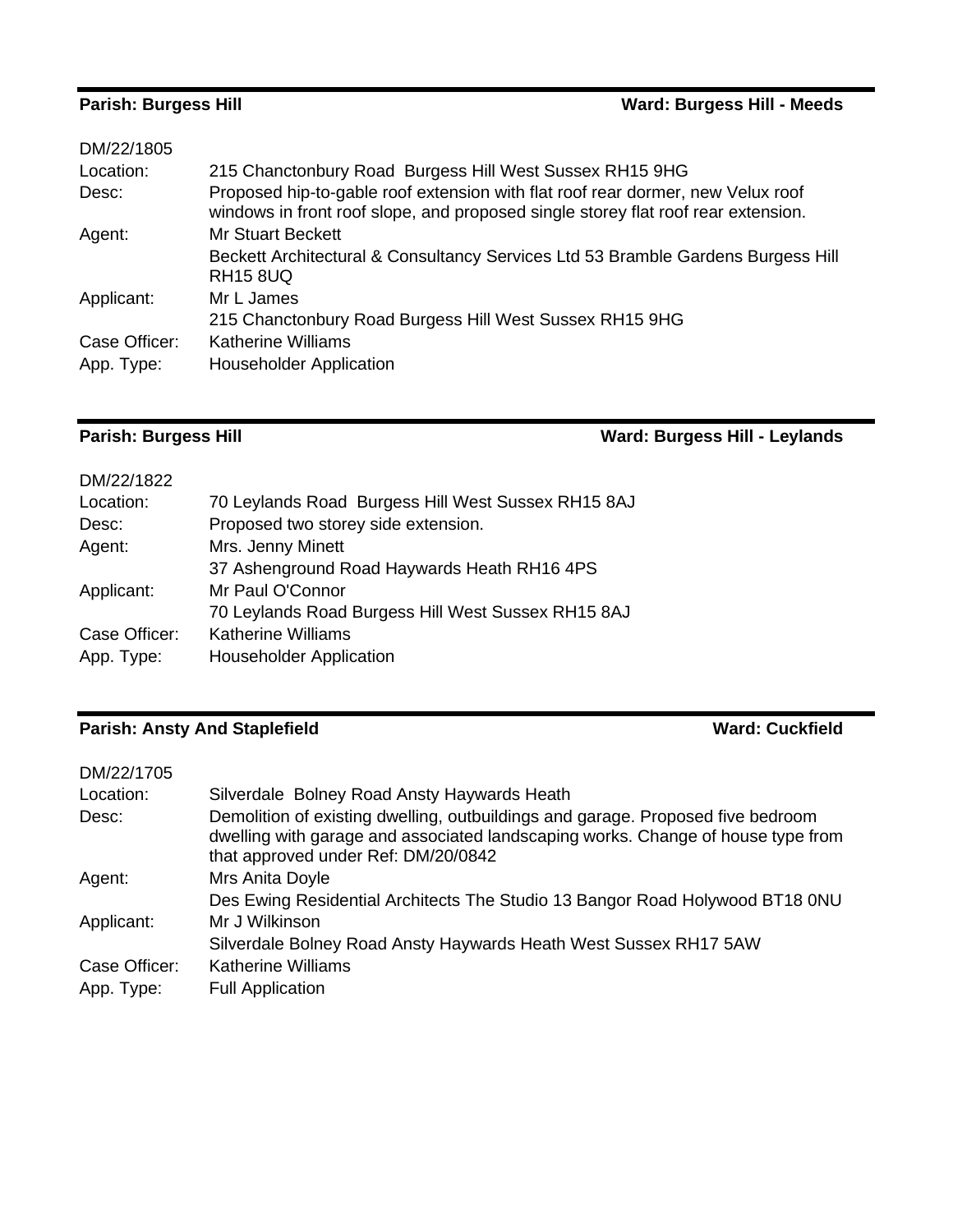**Parish: Burgess Hill** **Ward: Burgess Hill - Meeds**

DM/22/1805

| | |
|---|---|
| Location: | 215 Chanctonbury Road Burgess Hill West Sussex RH15 9HG |
| Desc: | Proposed hip-to-gable roof extension with flat roof rear dormer, new Velux roof windows in front roof slope, and proposed single storey flat roof rear extension. |
| Agent: | Mr Stuart Beckett<br>Beckett Architectural & Consultancy Services Ltd 53 Bramble Gardens Burgess Hill RH15 8UQ |
| Applicant: | Mr L James<br>215 Chanctonbury Road Burgess Hill West Sussex RH15 9HG |
| Case Officer: | Katherine Williams |
| App. Type: | Householder Application |

**Parish: Burgess Hill** **Ward: Burgess Hill - Leylands**

DM/22/1822

| | |
|---|---|
| Location: | 70 Leylands Road Burgess Hill West Sussex RH15 8AJ |
| Desc: | Proposed two storey side extension. |
| Agent: | Mrs. Jenny Minett<br>37 Ashenground Road Haywards Heath RH16 4PS |
| Applicant: | Mr Paul O'Connor<br>70 Leylands Road Burgess Hill West Sussex RH15 8AJ |
| Case Officer: | Katherine Williams |
| App. Type: | Householder Application |

**Parish: Ansty And Staplefield** **Ward: Cuckfield**

DM/22/1705

| | |
|---|---|
| Location: | Silverdale Bolney Road Ansty Haywards Heath |
| Desc: | Demolition of existing dwelling, outbuildings and garage. Proposed five bedroom dwelling with garage and associated landscaping works. Change of house type from that approved under Ref: DM/20/0842 |
| Agent: | Mrs Anita Doyle<br>Des Ewing Residential Architects The Studio 13 Bangor Road Holywood BT18 0NU |
| Applicant: | Mr J Wilkinson<br>Silverdale Bolney Road Ansty Haywards Heath West Sussex RH17 5AW |
| Case Officer: | Katherine Williams |
| App. Type: | Full Application |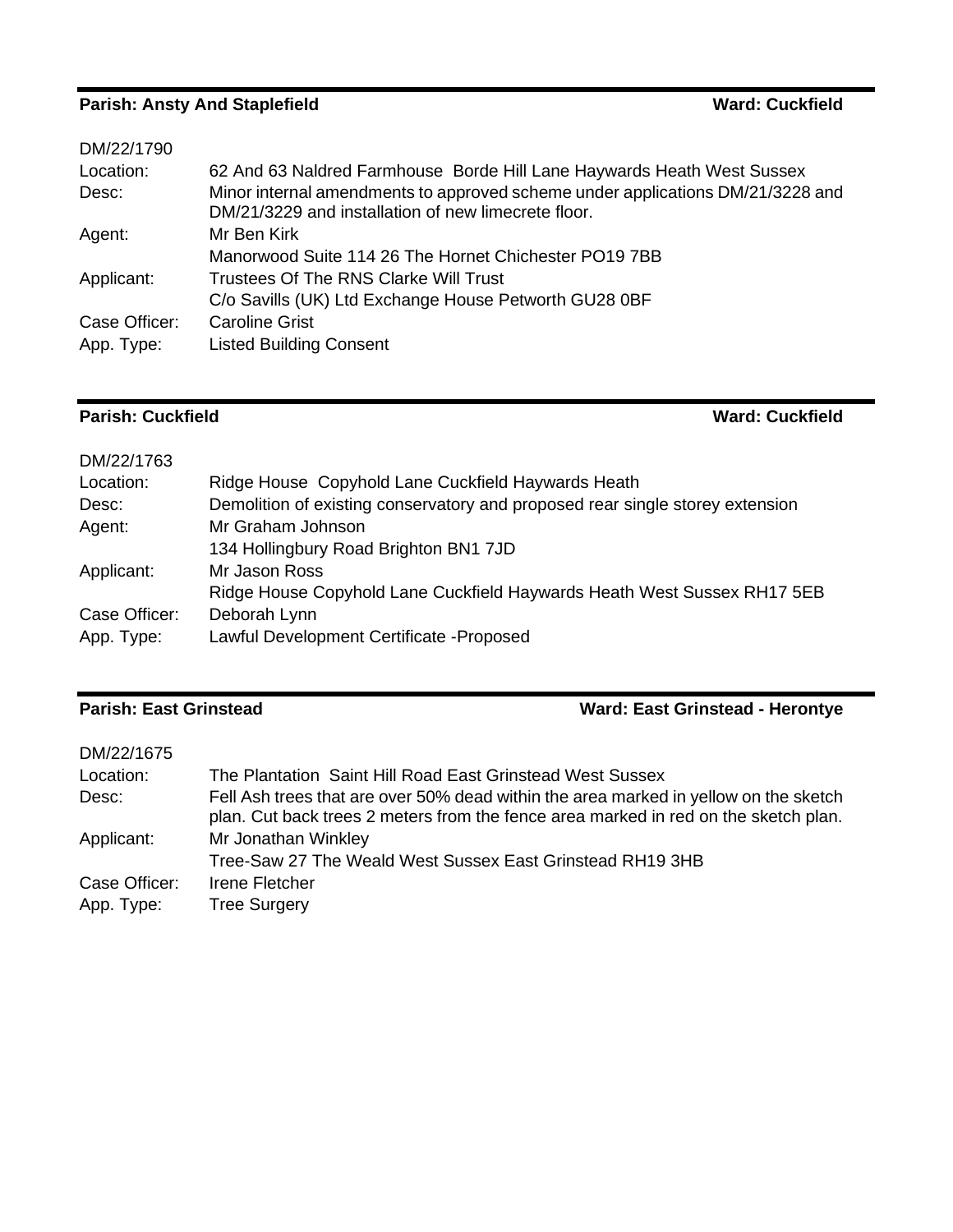**Parish: Ansty And Staplefield** **Ward: Cuckfield**

DM/22/1790

| | |
|---|---|
| Location: | 62 And 63 Naldred Farmhouse Borde Hill Lane Haywards Heath West Sussex |
| Desc: | Minor internal amendments to approved scheme under applications DM/21/3228 and DM/21/3229 and installation of new limecrete floor. |
| Agent: | Mr Ben Kirk<br>Manorwood Suite 114 26 The Hornet Chichester PO19 7BB |
| Applicant: | Trustees Of The RNS Clarke Will Trust<br>C/o Savills (UK) Ltd Exchange House Petworth GU28 0BF |
| Case Officer: | Caroline Grist |
| App. Type: | Listed Building Consent |

**Parish: Cuckfield** **Ward: Cuckfield**

DM/22/1763

| | |
|---|---|
| Location: | Ridge House Copyhold Lane Cuckfield Haywards Heath |
| Desc: | Demolition of existing conservatory and proposed rear single storey extension |
| Agent: | Mr Graham Johnson<br>134 Hollingbury Road Brighton BN1 7JD |
| Applicant: | Mr Jason Ross<br>Ridge House Copyhold Lane Cuckfield Haywards Heath West Sussex RH17 5EB |
| Case Officer: | Deborah Lynn |
| App. Type: | Lawful Development Certificate -Proposed |

**Parish: East Grinstead** **Ward: East Grinstead - Herontye**

DM/22/1675

| | |
|---|---|
| Location: | The Plantation Saint Hill Road East Grinstead West Sussex |
| Desc: | Fell Ash trees that are over 50% dead within the area marked in yellow on the sketch plan. Cut back trees 2 meters from the fence area marked in red on the sketch plan. |
| Applicant: | Mr Jonathan Winkley<br>Tree-Saw 27 The Weald West Sussex East Grinstead RH19 3HB |
| Case Officer: | Irene Fletcher |
| App. Type: | Tree Surgery |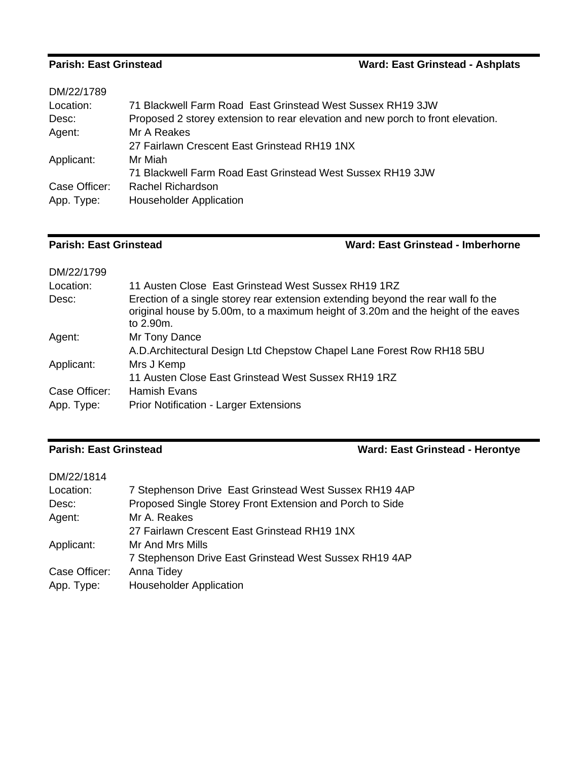**Parish: East Grinstead** **Ward: East Grinstead - Ashplats**

DM/22/1789

| | |
|---|---|
| Location: | 71 Blackwell Farm Road East Grinstead West Sussex RH19 3JW |
| Desc: | Proposed 2 storey extension to rear elevation and new porch to front elevation. |
| Agent: | Mr A Reakes<br>27 Fairlawn Crescent East Grinstead RH19 1NX |
| Applicant: | Mr Miah<br>71 Blackwell Farm Road East Grinstead West Sussex RH19 3JW |
| Case Officer: | Rachel Richardson |
| App. Type: | Householder Application |

**Parish: East Grinstead** **Ward: East Grinstead - Imberhorne**

DM/22/1799

| | |
|---|---|
| Location: | 11 Austen Close East Grinstead West Sussex RH19 1RZ |
| Desc: | Erection of a single storey rear extension extending beyond the rear wall fo the original house by 5.00m, to a maximum height of 3.20m and the height of the eaves to 2.90m. |
| Agent: | Mr Tony Dance<br>A.D.Architectural Design Ltd Chepstow Chapel Lane Forest Row RH18 5BU |
| Applicant: | Mrs J Kemp<br>11 Austen Close East Grinstead West Sussex RH19 1RZ |
| Case Officer: | Hamish Evans |
| App. Type: | Prior Notification - Larger Extensions |

**Parish: East Grinstead** **Ward: East Grinstead - Herontye**

DM/22/1814

| | |
|---|---|
| Location: | 7 Stephenson Drive East Grinstead West Sussex RH19 4AP |
| Desc: | Proposed Single Storey Front Extension and Porch to Side |
| Agent: | Mr A. Reakes<br>27 Fairlawn Crescent East Grinstead RH19 1NX |
| Applicant: | Mr And Mrs Mills<br>7 Stephenson Drive East Grinstead West Sussex RH19 4AP |
| Case Officer: | Anna Tidey |
| App. Type: | Householder Application |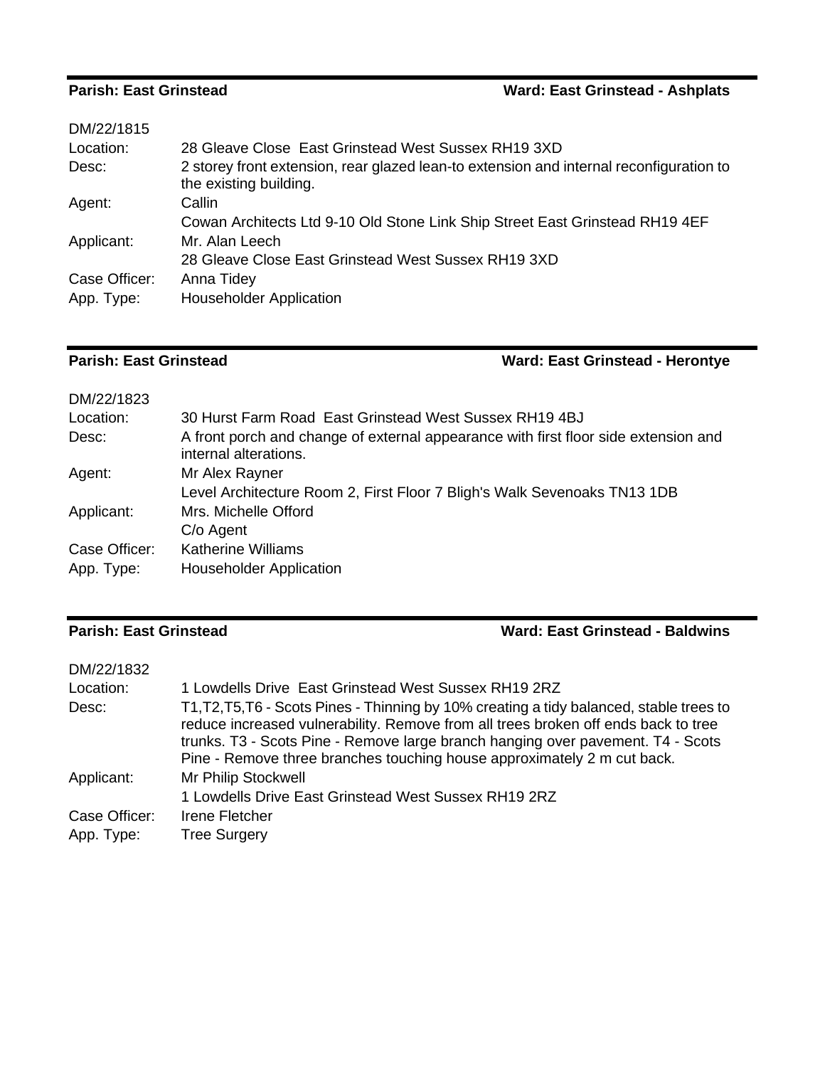**Parish: East Grinstead** **Ward: East Grinstead - Ashplats**

DM/22/1815

| | |
|---|---|
| Location: | 28 Gleave Close East Grinstead West Sussex RH19 3XD |
| Desc: | 2 storey front extension, rear glazed lean-to extension and internal reconfiguration to the existing building. |
| Agent: | Callin<br>Cowan Architects Ltd 9-10 Old Stone Link Ship Street East Grinstead RH19 4EF |
| Applicant: | Mr. Alan Leech<br>28 Gleave Close East Grinstead West Sussex RH19 3XD |
| Case Officer: | Anna Tidey |
| App. Type: | Householder Application |

**Parish: East Grinstead** **Ward: East Grinstead - Herontye**

DM/22/1823

| | |
|---|---|
| Location: | 30 Hurst Farm Road East Grinstead West Sussex RH19 4BJ |
| Desc: | A front porch and change of external appearance with first floor side extension and internal alterations. |
| Agent: | Mr Alex Rayner<br>Level Architecture Room 2, First Floor 7 Bligh's Walk Sevenoaks TN13 1DB |
| Applicant: | Mrs. Michelle Offord<br>C/o Agent |
| Case Officer: | Katherine Williams |
| App. Type: | Householder Application |

**Parish: East Grinstead** **Ward: East Grinstead - Baldwins**

DM/22/1832

| | |
|---|---|
| Location: | 1 Lowdells Drive East Grinstead West Sussex RH19 2RZ |
| Desc: | T1,T2,T5,T6 - Scots Pines - Thinning by 10% creating a tidy balanced, stable trees to reduce increased vulnerability. Remove from all trees broken off ends back to tree trunks. T3 - Scots Pine - Remove large branch hanging over pavement. T4 - Scots Pine - Remove three branches touching house approximately 2 m cut back. |
| Applicant: | Mr Philip Stockwell<br>1 Lowdells Drive East Grinstead West Sussex RH19 2RZ |
| Case Officer: | Irene Fletcher |
| App. Type: | Tree Surgery |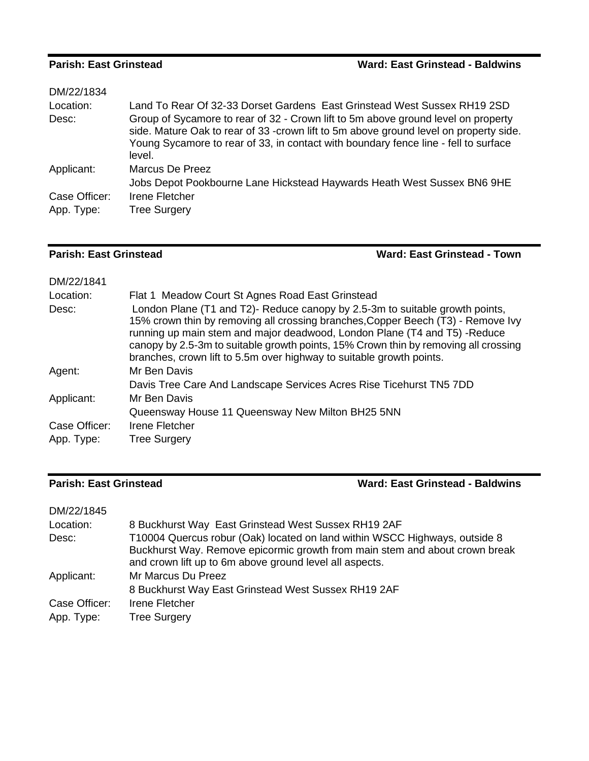**Parish: East Grinstead** **Ward: East Grinstead - Baldwins**

| | |
|---|---|
| DM/22/1834 | |
| Location: | Land To Rear Of 32-33 Dorset Gardens East Grinstead West Sussex RH19 2SD |
| Desc: | Group of Sycamore to rear of 32 - Crown lift to 5m above ground level on property side. Mature Oak to rear of 33 -crown lift to 5m above ground level on property side. Young Sycamore to rear of 33, in contact with boundary fence line - fell to surface level. |
| Applicant: | Marcus De Preez |
| | Jobs Depot Pookbourne Lane Hickstead Haywards Heath West Sussex BN6 9HE |
| Case Officer: | Irene Fletcher |
| App. Type: | Tree Surgery |

**Parish: East Grinstead** **Ward: East Grinstead - Town**

| | |
|---|---|
| DM/22/1841 | |
| Location: | Flat 1 Meadow Court St Agnes Road East Grinstead |
| Desc: | London Plane (T1 and T2)- Reduce canopy by 2.5-3m to suitable growth points, 15% crown thin by removing all crossing branches,Copper Beech (T3) - Remove Ivy running up main stem and major deadwood, London Plane (T4 and T5) -Reduce canopy by 2.5-3m to suitable growth points, 15% Crown thin by removing all crossing branches, crown lift to 5.5m over highway to suitable growth points. |
| Agent: | Mr Ben Davis |
| | Davis Tree Care And Landscape Services Acres Rise Ticehurst TN5 7DD |
| Applicant: | Mr Ben Davis |
| | Queensway House 11 Queensway New Milton BH25 5NN |
| Case Officer: | Irene Fletcher |
| App. Type: | Tree Surgery |

**Parish: East Grinstead** **Ward: East Grinstead - Baldwins**

| | |
|---|---|
| DM/22/1845 | |
| Location: | 8 Buckhurst Way East Grinstead West Sussex RH19 2AF |
| Desc: | T10004 Quercus robur (Oak) located on land within WSCC Highways, outside 8 Buckhurst Way. Remove epicormic growth from main stem and about crown break and crown lift up to 6m above ground level all aspects. |
| Applicant: | Mr Marcus Du Preez |
| | 8 Buckhurst Way East Grinstead West Sussex RH19 2AF |
| Case Officer: | Irene Fletcher |
| App. Type: | Tree Surgery |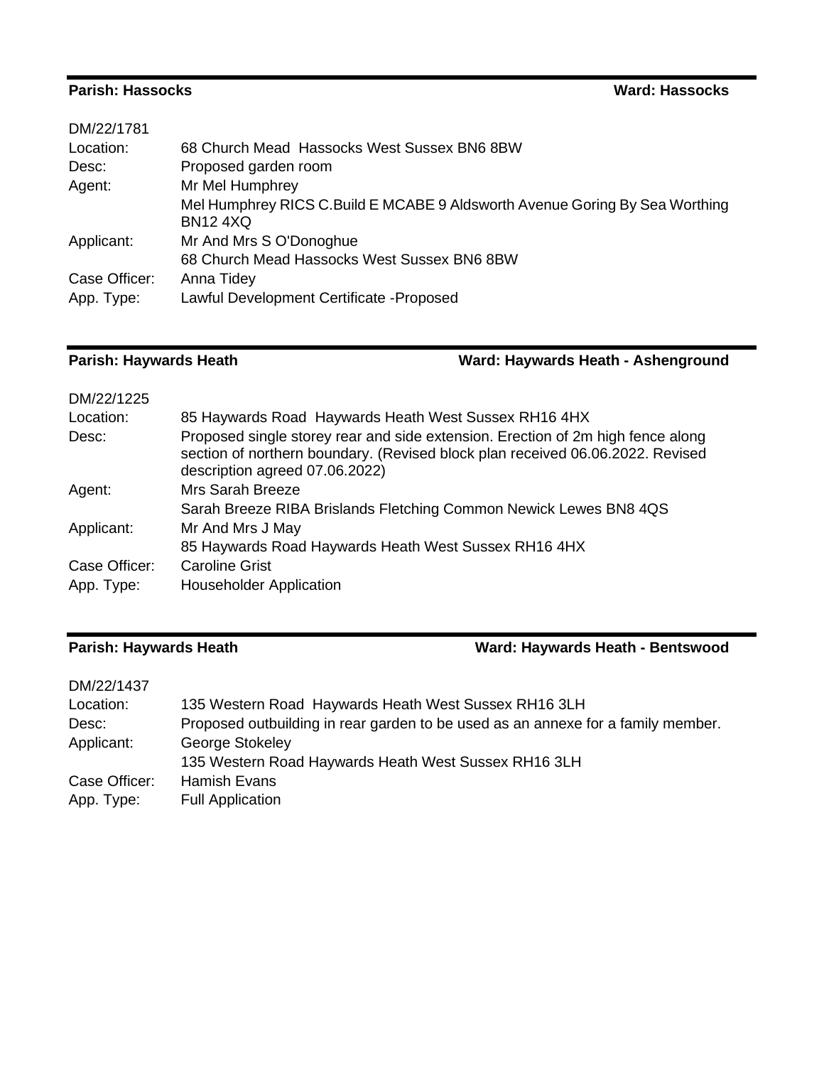**Parish: Hassocks** **Ward: Hassocks**

DM/22/1781

| | |
|---|---|
| Location: | 68 Church Mead Hassocks West Sussex BN6 8BW |
| Desc: | Proposed garden room |
| Agent: | Mr Mel Humphrey<br>Mel Humphrey RICS C.Build E MCABE 9 Aldsworth Avenue Goring By Sea Worthing BN12 4XQ |
| Applicant: | Mr And Mrs S O'Donoghue<br>68 Church Mead Hassocks West Sussex BN6 8BW |
| Case Officer: | Anna Tidey |
| App. Type: | Lawful Development Certificate -Proposed |

**Parish: Haywards Heath** **Ward: Haywards Heath - Ashenground**

DM/22/1225

| | |
|---|---|
| Location: | 85 Haywards Road Haywards Heath West Sussex RH16 4HX |
| Desc: | Proposed single storey rear and side extension. Erection of 2m high fence along section of northern boundary. (Revised block plan received 06.06.2022. Revised description agreed 07.06.2022) |
| Agent: | Mrs Sarah Breeze<br>Sarah Breeze RIBA Brislands Fletching Common Newick Lewes BN8 4QS |
| Applicant: | Mr And Mrs J May<br>85 Haywards Road Haywards Heath West Sussex RH16 4HX |
| Case Officer: | Caroline Grist |
| App. Type: | Householder Application |

**Parish: Haywards Heath** **Ward: Haywards Heath - Bentswood**

DM/22/1437

| | |
|---|---|
| Location: | 135 Western Road Haywards Heath West Sussex RH16 3LH |
| Desc: | Proposed outbuilding in rear garden to be used as an annexe for a family member. |
| Applicant: | George Stokeley<br>135 Western Road Haywards Heath West Sussex RH16 3LH |
| Case Officer: | Hamish Evans |
| App. Type: | Full Application |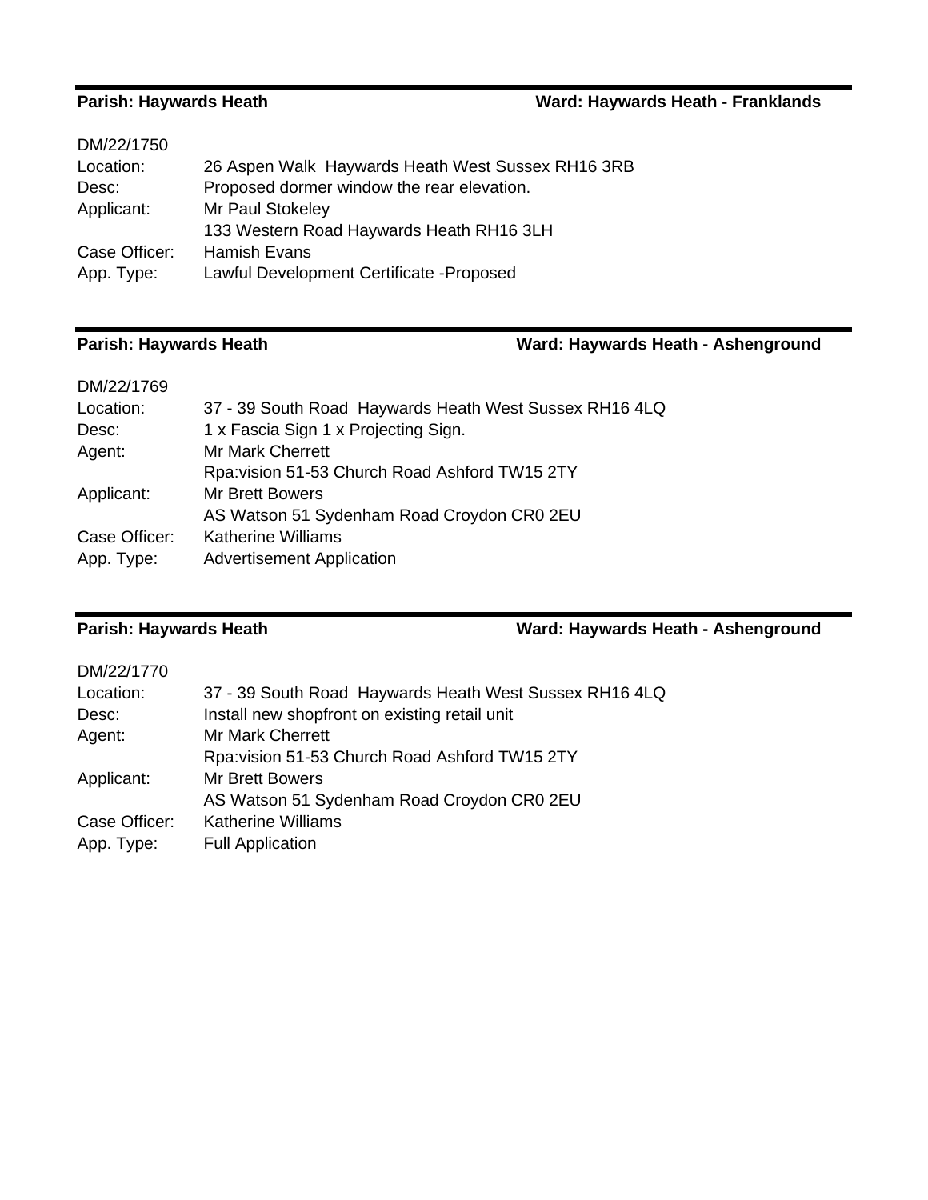**Parish: Haywards Heath** **Ward: Haywards Heath - Franklands**

DM/22/1750

| | |
|---|---|
| Location: | 26 Aspen Walk Haywards Heath West Sussex RH16 3RB |
| Desc: | Proposed dormer window the rear elevation. |
| Applicant: | Mr Paul Stokeley<br>133 Western Road Haywards Heath RH16 3LH |
| Case Officer: | Hamish Evans |
| App. Type: | Lawful Development Certificate -Proposed |

---

**Parish: Haywards Heath** **Ward: Haywards Heath - Ashenground**

DM/22/1769

| | |
|---|---|
| Location: | 37 - 39 South Road Haywards Heath West Sussex RH16 4LQ |
| Desc: | 1 x Fascia Sign 1 x Projecting Sign. |
| Agent: | Mr Mark Cherrett<br>Rpa:vision 51-53 Church Road Ashford TW15 2TY |
| Applicant: | Mr Brett Bowers<br>AS Watson 51 Sydenham Road Croydon CR0 2EU |
| Case Officer: | Katherine Williams |
| App. Type: | Advertisement Application |

---

**Parish: Haywards Heath** **Ward: Haywards Heath - Ashenground**

DM/22/1770

| | |
|---|---|
| Location: | 37 - 39 South Road Haywards Heath West Sussex RH16 4LQ |
| Desc: | Install new shopfront on existing retail unit |
| Agent: | Mr Mark Cherrett<br>Rpa:vision 51-53 Church Road Ashford TW15 2TY |
| Applicant: | Mr Brett Bowers<br>AS Watson 51 Sydenham Road Croydon CR0 2EU |
| Case Officer: | Katherine Williams |
| App. Type: | Full Application |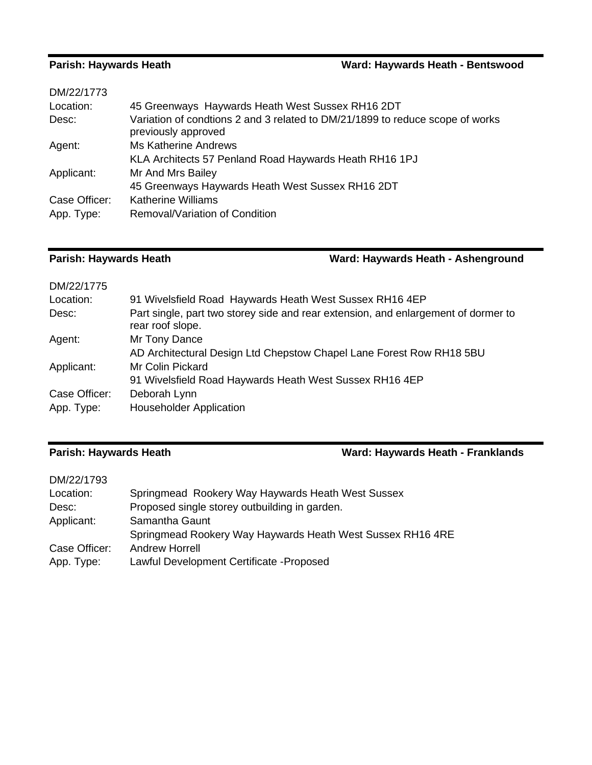**Parish: Haywards Heath** **Ward: Haywards Heath - Bentswood**

| DM/22/1773 | |
|---|---|
| Location: | 45 Greenways Haywards Heath West Sussex RH16 2DT |
| Desc: | Variation of condtions 2 and 3 related to DM/21/1899 to reduce scope of works previously approved |
| Agent: | Ms Katherine Andrews<br>KLA Architects 57 Penland Road Haywards Heath RH16 1PJ |
| Applicant: | Mr And Mrs Bailey<br>45 Greenways Haywards Heath West Sussex RH16 2DT |
| Case Officer: | Katherine Williams |
| App. Type: | Removal/Variation of Condition |

**Parish: Haywards Heath** **Ward: Haywards Heath - Ashenground**

| DM/22/1775 | |
|---|---|
| Location: | 91 Wivelsfield Road Haywards Heath West Sussex RH16 4EP |
| Desc: | Part single, part two storey side and rear extension, and enlargement of dormer to rear roof slope. |
| Agent: | Mr Tony Dance<br>AD Architectural Design Ltd Chepstow Chapel Lane Forest Row RH18 5BU |
| Applicant: | Mr Colin Pickard<br>91 Wivelsfield Road Haywards Heath West Sussex RH16 4EP |
| Case Officer: | Deborah Lynn |
| App. Type: | Householder Application |

**Parish: Haywards Heath** **Ward: Haywards Heath - Franklands**

| DM/22/1793 | |
|---|---|
| Location: | Springmead Rookery Way Haywards Heath West Sussex |
| Desc: | Proposed single storey outbuilding in garden. |
| Applicant: | Samantha Gaunt<br>Springmead Rookery Way Haywards Heath West Sussex RH16 4RE |
| Case Officer: | Andrew Horrell |
| App. Type: | Lawful Development Certificate -Proposed |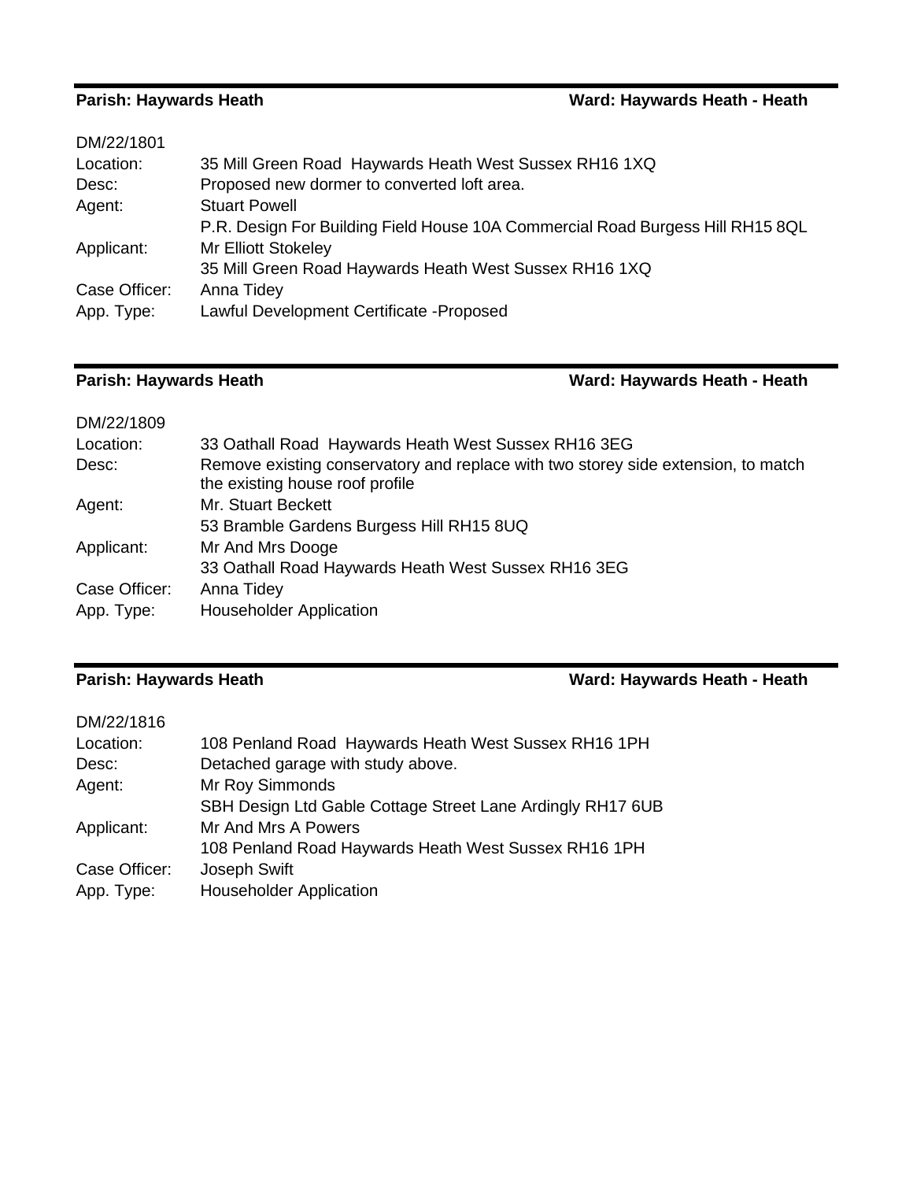**Parish: Haywards Heath** **Ward: Haywards Heath - Heath**

DM/22/1801

| | |
|---|---|
| Location: | 35 Mill Green Road Haywards Heath West Sussex RH16 1XQ |
| Desc: | Proposed new dormer to converted loft area. |
| Agent: | Stuart Powell<br>P.R. Design For Building Field House 10A Commercial Road Burgess Hill RH15 8QL |
| Applicant: | Mr Elliott Stokeley<br>35 Mill Green Road Haywards Heath West Sussex RH16 1XQ |
| Case Officer: | Anna Tidey |
| App. Type: | Lawful Development Certificate -Proposed |

**Parish: Haywards Heath** **Ward: Haywards Heath - Heath**

DM/22/1809

| | |
|---|---|
| Location: | 33 Oathall Road Haywards Heath West Sussex RH16 3EG |
| Desc: | Remove existing conservatory and replace with two storey side extension, to match the existing house roof profile |
| Agent: | Mr. Stuart Beckett<br>53 Bramble Gardens Burgess Hill RH15 8UQ |
| Applicant: | Mr And Mrs Dooge<br>33 Oathall Road Haywards Heath West Sussex RH16 3EG |
| Case Officer: | Anna Tidey |
| App. Type: | Householder Application |

**Parish: Haywards Heath** **Ward: Haywards Heath - Heath**

DM/22/1816

| | |
|---|---|
| Location: | 108 Penland Road Haywards Heath West Sussex RH16 1PH |
| Desc: | Detached garage with study above. |
| Agent: | Mr Roy Simmonds<br>SBH Design Ltd Gable Cottage Street Lane Ardingly RH17 6UB |
| Applicant: | Mr And Mrs A Powers<br>108 Penland Road Haywards Heath West Sussex RH16 1PH |
| Case Officer: | Joseph Swift |
| App. Type: | Householder Application |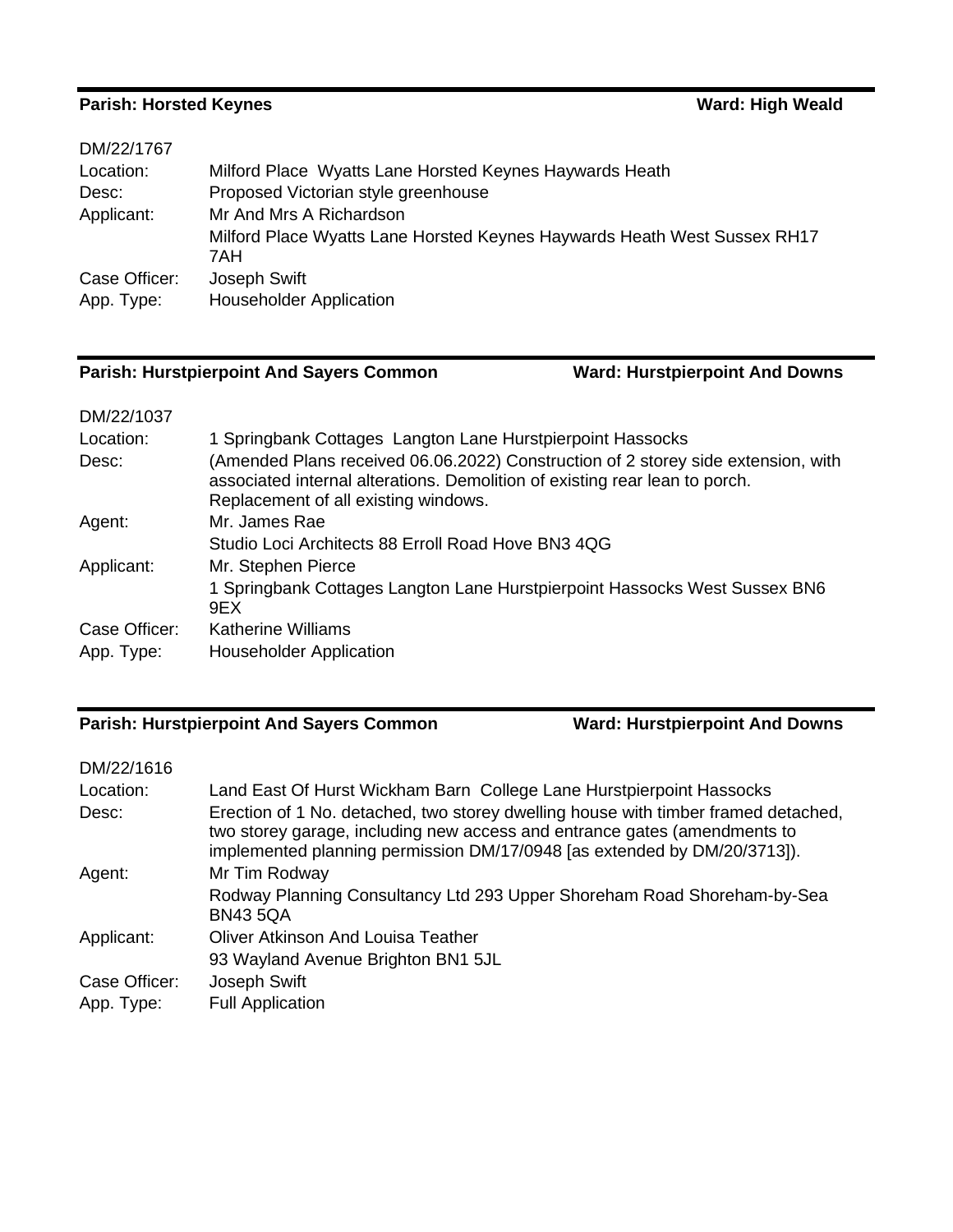**Parish: Horsted Keynes** **Ward: High Weald**

DM/22/1767

| | |
|---|---|
| Location: | Milford Place Wyatts Lane Horsted Keynes Haywards Heath |
| Desc: | Proposed Victorian style greenhouse |
| Applicant: | Mr And Mrs A Richardson<br>Milford Place Wyatts Lane Horsted Keynes Haywards Heath West Sussex RH17 7AH |
| Case Officer: | Joseph Swift |
| App. Type: | Householder Application |

**Parish: Hurstpierpoint And Sayers Common** **Ward: Hurstpierpoint And Downs**

DM/22/1037

| | |
|---|---|
| Location: | 1 Springbank Cottages Langton Lane Hurstpierpoint Hassocks |
| Desc: | (Amended Plans received 06.06.2022) Construction of 2 storey side extension, with associated internal alterations. Demolition of existing rear lean to porch. Replacement of all existing windows. |
| Agent: | Mr. James Rae<br>Studio Loci Architects 88 Erroll Road Hove BN3 4QG |
| Applicant: | Mr. Stephen Pierce<br>1 Springbank Cottages Langton Lane Hurstpierpoint Hassocks West Sussex BN6 9EX |
| Case Officer: | Katherine Williams |
| App. Type: | Householder Application |

**Parish: Hurstpierpoint And Sayers Common** **Ward: Hurstpierpoint And Downs**

DM/22/1616

| | |
|---|---|
| Location: | Land East Of Hurst Wickham Barn College Lane Hurstpierpoint Hassocks |
| Desc: | Erection of 1 No. detached, two storey dwelling house with timber framed detached, two storey garage, including new access and entrance gates (amendments to implemented planning permission DM/17/0948 [as extended by DM/20/3713]). |
| Agent: | Mr Tim Rodway<br>Rodway Planning Consultancy Ltd 293 Upper Shoreham Road Shoreham-by-Sea BN43 5QA |
| Applicant: | Oliver Atkinson And Louisa Teather<br>93 Wayland Avenue Brighton BN1 5JL |
| Case Officer: | Joseph Swift |
| App. Type: | Full Application |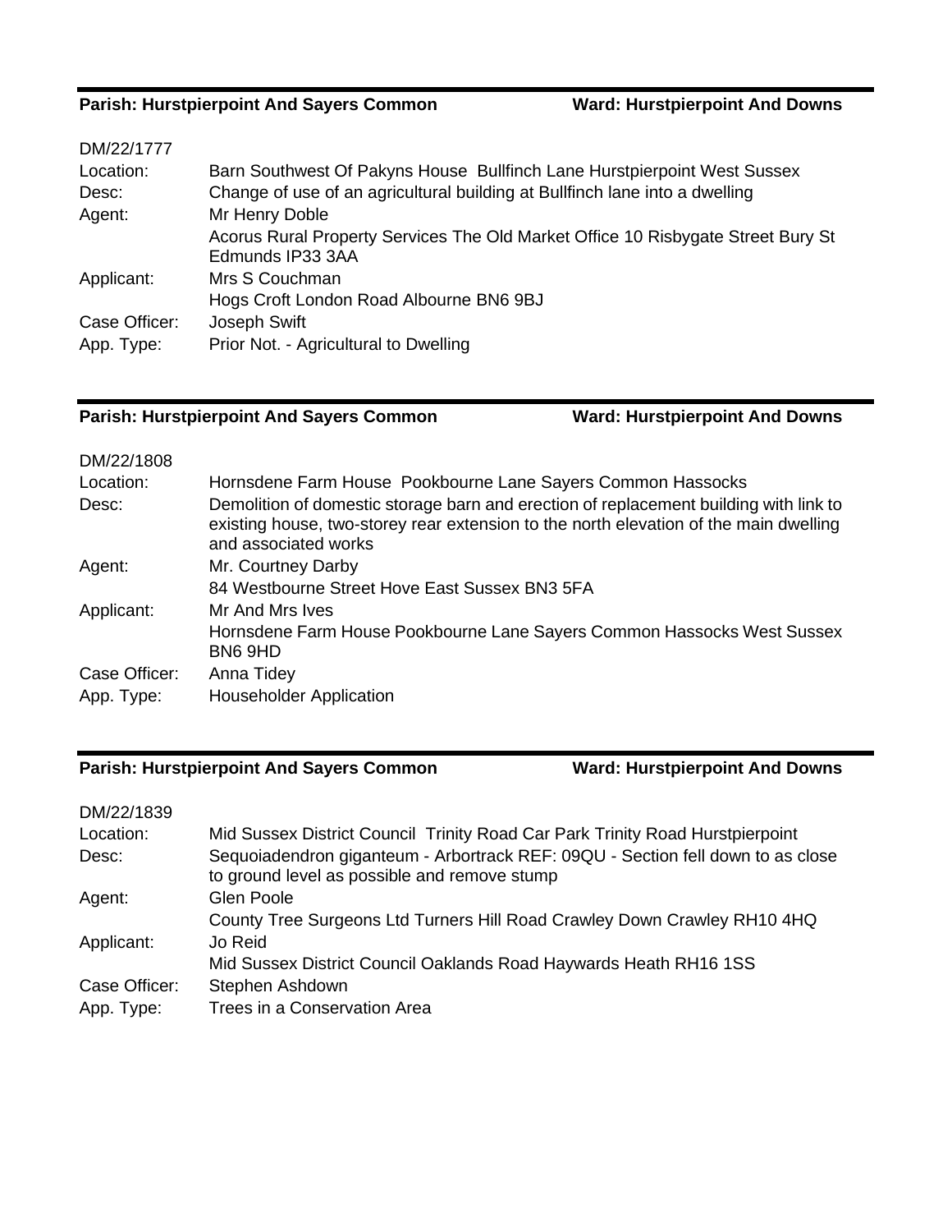**Parish: Hurstpierpoint And Sayers Common** **Ward: Hurstpierpoint And Downs**

DM/22/1777

| | |
|---|---|
| Location: | Barn Southwest Of Pakyns House Bullfinch Lane Hurstpierpoint West Sussex |
| Desc: | Change of use of an agricultural building at Bullfinch lane into a dwelling |
| Agent: | Mr Henry Doble<br>Acorus Rural Property Services The Old Market Office 10 Risbygate Street Bury St Edmunds IP33 3AA |
| Applicant: | Mrs S Couchman<br>Hogs Croft London Road Albourne BN6 9BJ |
| Case Officer: | Joseph Swift |
| App. Type: | Prior Not. - Agricultural to Dwelling |

**Parish: Hurstpierpoint And Sayers Common** **Ward: Hurstpierpoint And Downs**

DM/22/1808

| | |
|---|---|
| Location: | Hornsdene Farm House Pookbourne Lane Sayers Common Hassocks |
| Desc: | Demolition of domestic storage barn and erection of replacement building with link to existing house, two-storey rear extension to the north elevation of the main dwelling and associated works |
| Agent: | Mr. Courtney Darby<br>84 Westbourne Street Hove East Sussex BN3 5FA |
| Applicant: | Mr And Mrs Ives<br>Hornsdene Farm House Pookbourne Lane Sayers Common Hassocks West Sussex BN6 9HD |
| Case Officer: | Anna Tidey |
| App. Type: | Householder Application |

**Parish: Hurstpierpoint And Sayers Common** **Ward: Hurstpierpoint And Downs**

DM/22/1839

| | |
|---|---|
| Location: | Mid Sussex District Council Trinity Road Car Park Trinity Road Hurstpierpoint |
| Desc: | Sequoiadendron giganteum - Arbortrack REF: 09QU - Section fell down to as close to ground level as possible and remove stump |
| Agent: | Glen Poole<br>County Tree Surgeons Ltd Turners Hill Road Crawley Down Crawley RH10 4HQ |
| Applicant: | Jo Reid<br>Mid Sussex District Council Oaklands Road Haywards Heath RH16 1SS |
| Case Officer: | Stephen Ashdown |
| App. Type: | Trees in a Conservation Area |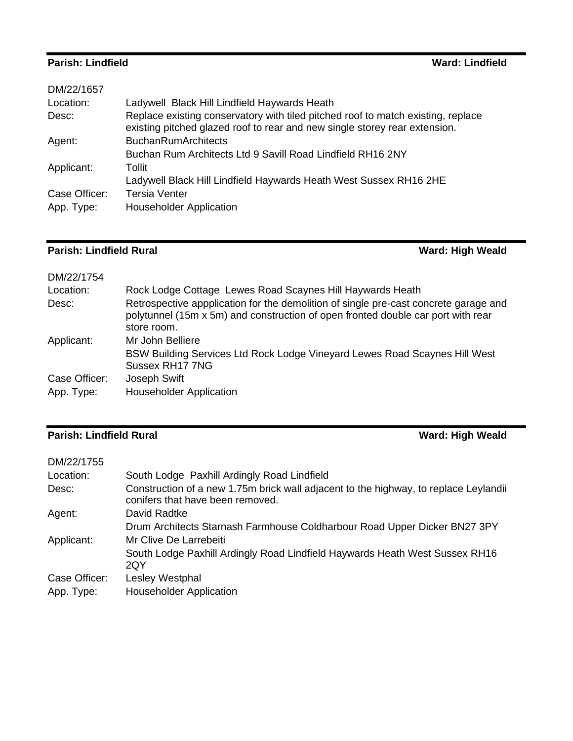**Parish: Lindfield** **Ward: Lindfield**

| DM/22/1657 | |
|---|---|
| Location: | Ladywell Black Hill Lindfield Haywards Heath |
| Desc: | Replace existing conservatory with tiled pitched roof to match existing, replace existing pitched glazed roof to rear and new single storey rear extension. |
| Agent: | BuchanRumArchitects<br>Buchan Rum Architects Ltd 9 Savill Road Lindfield RH16 2NY |
| Applicant: | Tollit<br>Ladywell Black Hill Lindfield Haywards Heath West Sussex RH16 2HE |
| Case Officer: | Tersia Venter |
| App. Type: | Householder Application |

**Parish: Lindfield Rural** **Ward: High Weald**

| DM/22/1754 | |
|---|---|
| Location: | Rock Lodge Cottage Lewes Road Scaynes Hill Haywards Heath |
| Desc: | Retrospective appplication for the demolition of single pre-cast concrete garage and polytunnel (15m x 5m) and construction of open fronted double car port with rear store room. |
| Applicant: | Mr John Belliere<br>BSW Building Services Ltd Rock Lodge Vineyard Lewes Road Scaynes Hill West Sussex RH17 7NG |
| Case Officer: | Joseph Swift |
| App. Type: | Householder Application |

**Parish: Lindfield Rural** **Ward: High Weald**

| DM/22/1755 | |
|---|---|
| Location: | South Lodge Paxhill Ardingly Road Lindfield |
| Desc: | Construction of a new 1.75m brick wall adjacent to the highway, to replace Leylandii conifers that have been removed. |
| Agent: | David Radtke<br>Drum Architects Starnash Farmhouse Coldharbour Road Upper Dicker BN27 3PY |
| Applicant: | Mr Clive De Larrebeiti<br>South Lodge Paxhill Ardingly Road Lindfield Haywards Heath West Sussex RH16 2QY |
| Case Officer: | Lesley Westphal |
| App. Type: | Householder Application |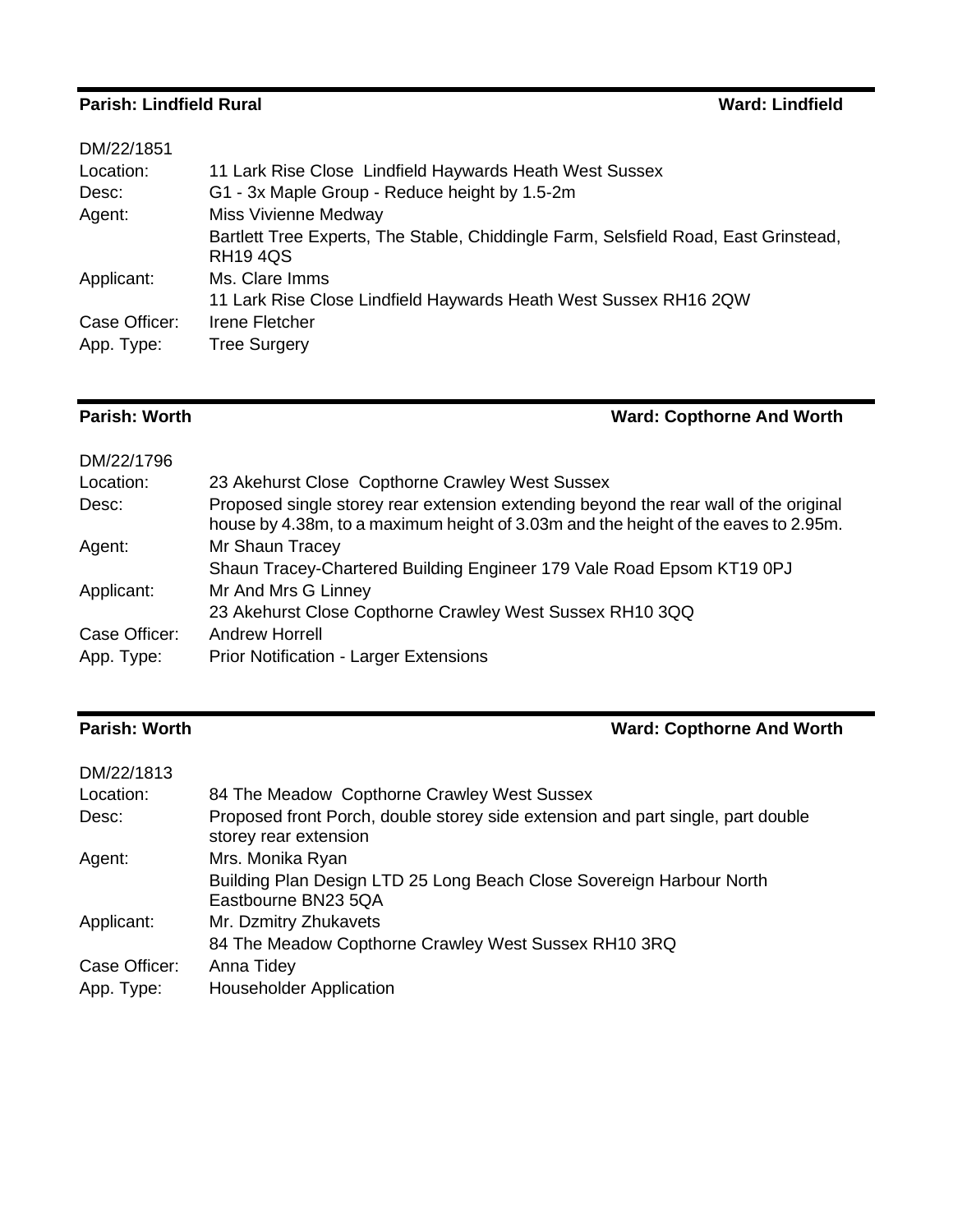**Parish: Lindfield Rural** **Ward: Lindfield**

| | |
|---|---|
| DM/22/1851 | |
| Location: | 11 Lark Rise Close Lindfield Haywards Heath West Sussex |
| Desc: | G1 - 3x Maple Group - Reduce height by 1.5-2m |
| Agent: | Miss Vivienne Medway |
| | Bartlett Tree Experts, The Stable, Chiddingle Farm, Selsfield Road, East Grinstead, RH19 4QS |
| Applicant: | Ms. Clare Imms |
| | 11 Lark Rise Close Lindfield Haywards Heath West Sussex RH16 2QW |
| Case Officer: | Irene Fletcher |
| App. Type: | Tree Surgery |

**Parish: Worth** **Ward: Copthorne And Worth**

| | |
|---|---|
| DM/22/1796 | |
| Location: | 23 Akehurst Close Copthorne Crawley West Sussex |
| Desc: | Proposed single storey rear extension extending beyond the rear wall of the original house by 4.38m, to a maximum height of 3.03m and the height of the eaves to 2.95m. |
| Agent: | Mr Shaun Tracey |
| | Shaun Tracey-Chartered Building Engineer 179 Vale Road Epsom KT19 0PJ |
| Applicant: | Mr And Mrs G Linney |
| | 23 Akehurst Close Copthorne Crawley West Sussex RH10 3QQ |
| Case Officer: | Andrew Horrell |
| App. Type: | Prior Notification - Larger Extensions |

**Parish: Worth** **Ward: Copthorne And Worth**

| | |
|---|---|
| DM/22/1813 | |
| Location: | 84 The Meadow Copthorne Crawley West Sussex |
| Desc: | Proposed front Porch, double storey side extension and part single, part double storey rear extension |
| Agent: | Mrs. Monika Ryan |
| | Building Plan Design LTD 25 Long Beach Close Sovereign Harbour North Eastbourne BN23 5QA |
| Applicant: | Mr. Dzmitry Zhukavets |
| | 84 The Meadow Copthorne Crawley West Sussex RH10 3RQ |
| Case Officer: | Anna Tidey |
| App. Type: | Householder Application |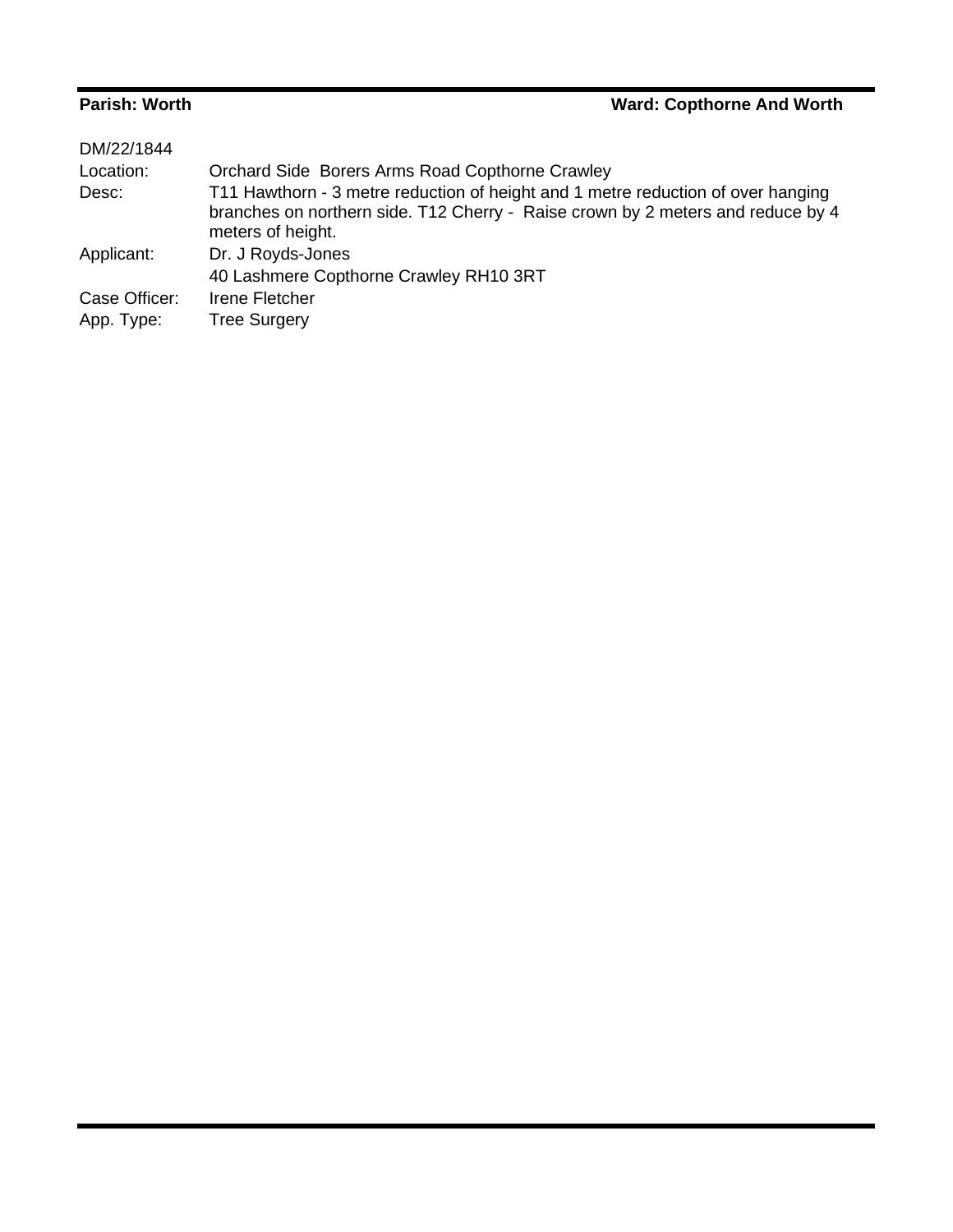**Parish: Worth** **Ward: Copthorne And Worth**

DM/22/1844

| | |
|---|---|
| Location: | Orchard Side  Borers Arms Road Copthorne Crawley |
| Desc: | T11 Hawthorn - 3 metre reduction of height and 1 metre reduction of over hanging branches on northern side. T12 Cherry -  Raise crown by 2 meters and reduce by 4 meters of height. |
| Applicant: | Dr. J Royds-Jones<br>40 Lashmere Copthorne Crawley RH10 3RT |
| Case Officer: | Irene Fletcher |
| App. Type: | Tree Surgery |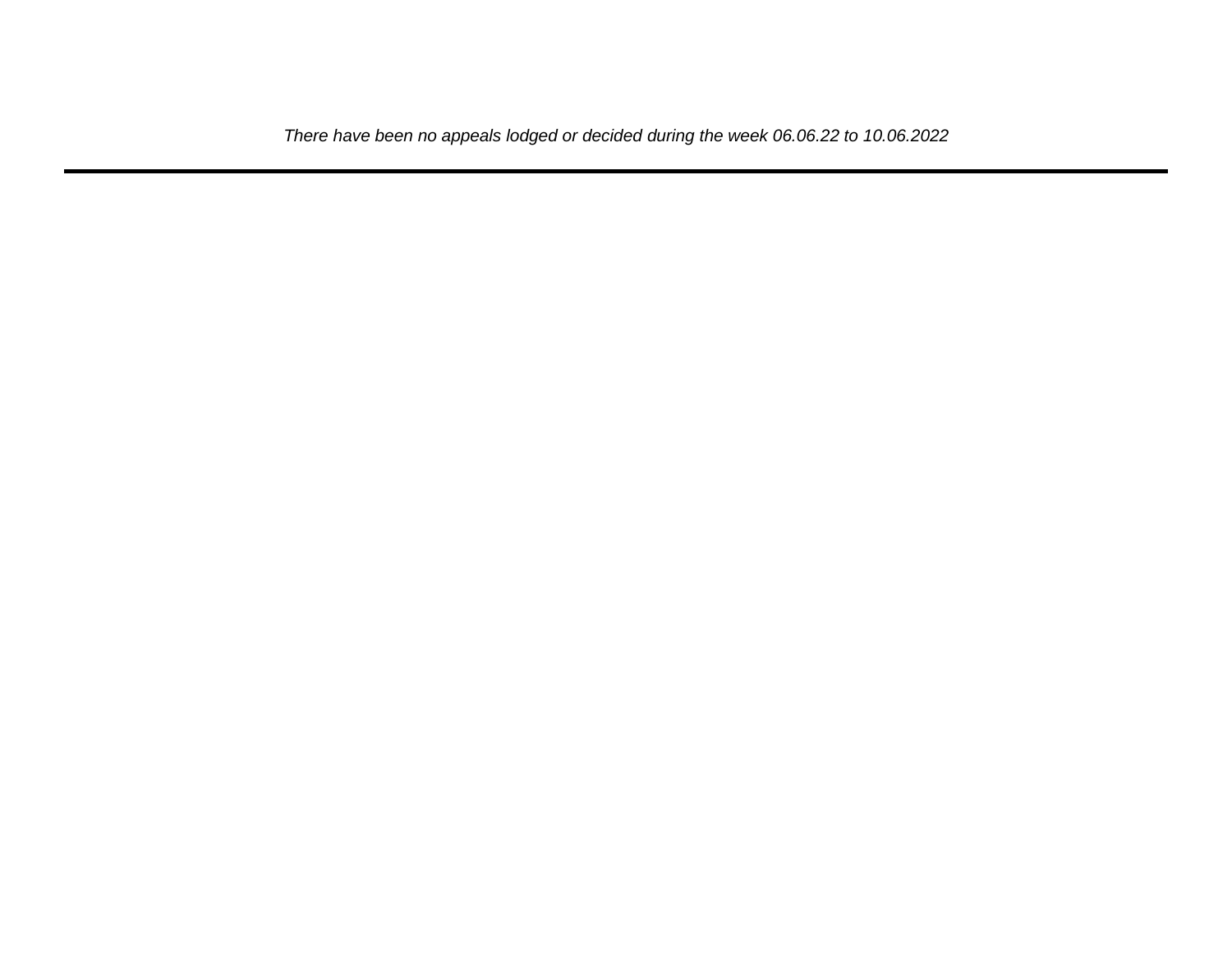*There have been no appeals lodged or decided during the week 06.06.22 to 10.06.2022*

---